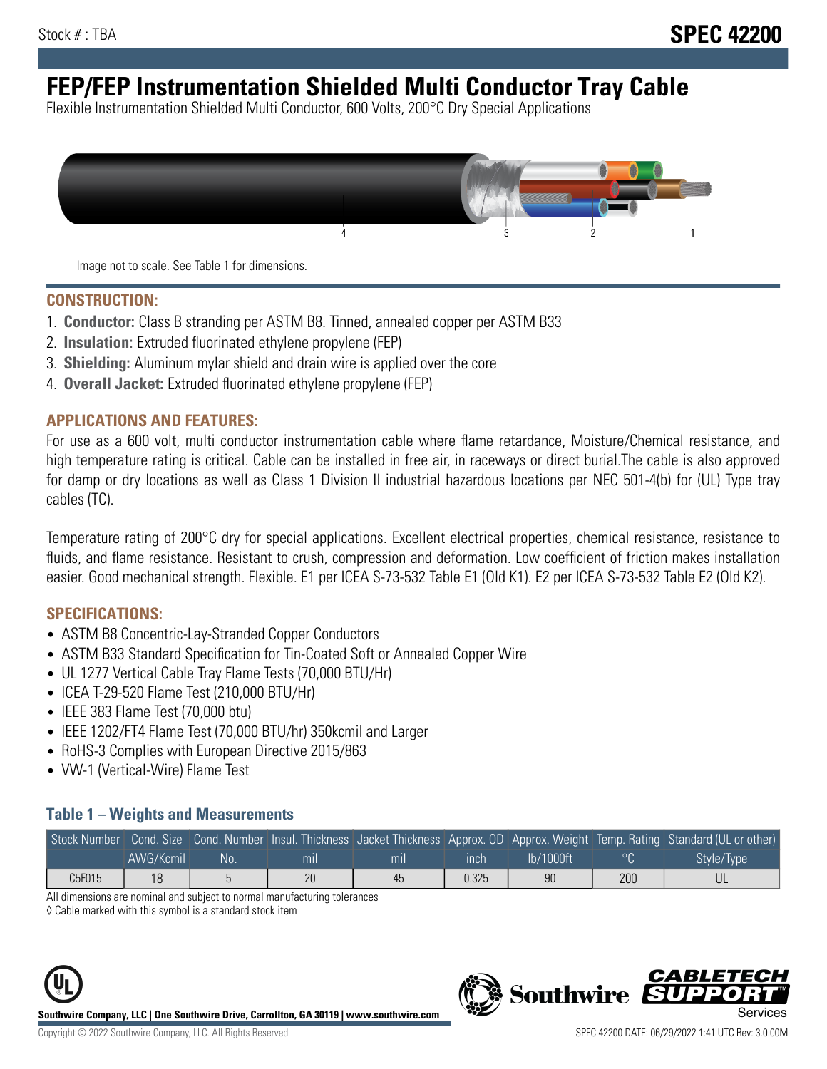Stock # : TBA

**SPEC 42200**

# FEP/FEP Instrumentation Shielded Multi Conductor Tray Cable

Flexible Instrumentation Shielded Multi Conductor, 600 Volts, 200°C Dry Special Applications

Image not to scale. See Table 1 for dimensions.

## CONSTRUCTION:

1. **Conductor:** Class B stranding per ASTM B8. Tinned, annealed copper per ASTM B33
2. **Insulation:** Extruded fluorinated ethylene propylene (FEP)
3. **Shielding:** Aluminum mylar shield and drain wire is applied over the core
4. **Overall Jacket:** Extruded fluorinated ethylene propylene (FEP)

## APPLICATIONS AND FEATURES:

For use as a 600 volt, multi conductor instrumentation cable where flame retardance, Moisture/Chemical resistance, and high temperature rating is critical. Cable can be installed in free air, in raceways or direct burial.The cable is also approved for damp or dry locations as well as Class 1 Division II industrial hazardous locations per NEC 501-4(b) for (UL) Type tray cables (TC).

Temperature rating of 200°C dry for special applications. Excellent electrical properties, chemical resistance, resistance to fluids, and flame resistance. Resistant to crush, compression and deformation. Low coefficient of friction makes installation easier. Good mechanical strength. Flexible. E1 per ICEA S-73-532 Table E1 (Old K1). E2 per ICEA S-73-532 Table E2 (Old K2).

## SPECIFICATIONS:

- ASTM B8 Concentric-Lay-Stranded Copper Conductors
- ASTM B33 Standard Specification for Tin-Coated Soft or Annealed Copper Wire
- UL 1277 Vertical Cable Tray Flame Tests (70,000 BTU/Hr)
- ICEA T-29-520 Flame Test (210,000 BTU/Hr)
- IEEE 383 Flame Test (70,000 btu)
- IEEE 1202/FT4 Flame Test (70,000 BTU/hr) 350kcmil and Larger
- RoHS-3 Complies with European Directive 2015/863
- VW-1 (Vertical-Wire) Flame Test

### Table 1 – Weights and Measurements

| Stock Number | Cond. Size | Cond. Number | Insul. Thickness | Jacket Thickness | Approx. OD | Approx. Weight | Temp. Rating | Standard (UL or other) |
|---|---|---|---|---|---|---|---|---|
| | AWG/Kcmil | No. | mil | mil | inch | lb/1000ft | °C | Style/Type |
| C5F015 | 18 | 5 | 20 | 45 | 0.325 | 90 | 200 | UL |

All dimensions are nominal and subject to normal manufacturing tolerances

◊ Cable marked with this symbol is a standard stock item

**Southwire Company, LLC | One Southwire Drive, Carrollton, GA 30119 | www.southwire.com**

Copyright © 2022 Southwire Company, LLC. All Rights Reserved

SPEC 42200 DATE: 06/29/2022 1:41 UTC Rev: 3.0.00M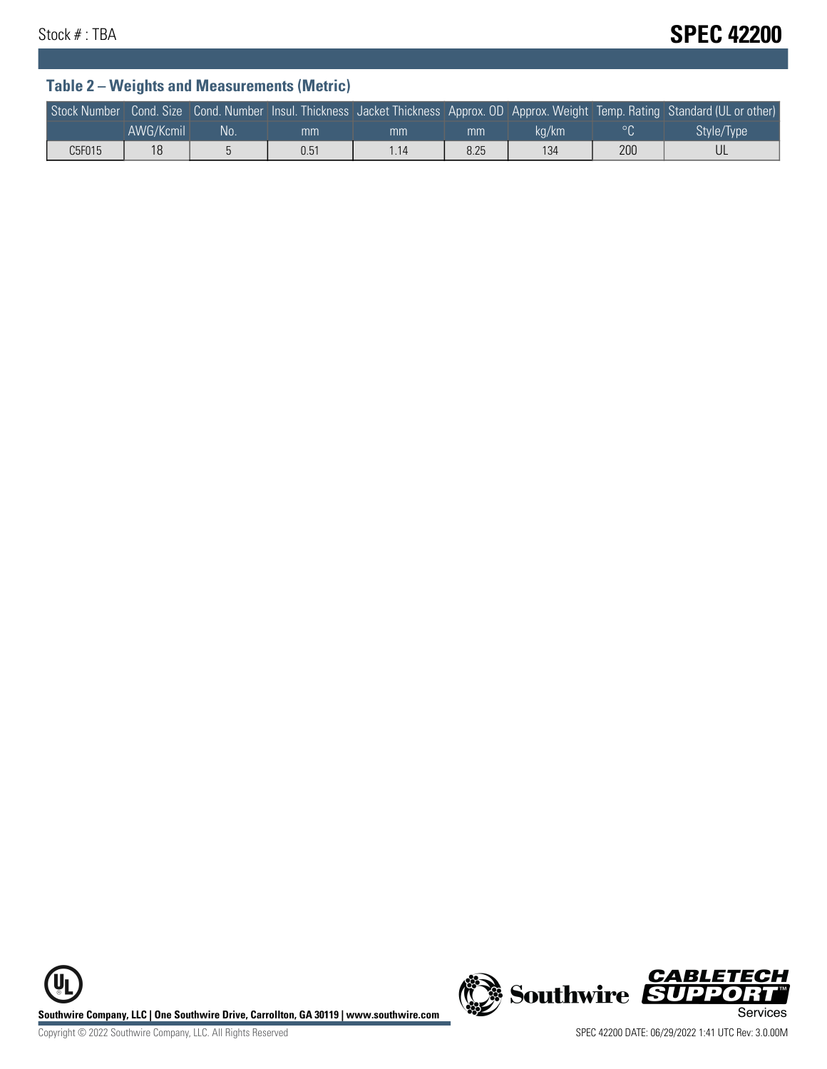## Table 2 – Weights and Measurements (Metric)

| Stock Number | Cond. Size | Cond. Number | Insul. Thickness | Jacket Thickness | Approx. OD | Approx. Weight | Temp. Rating | Standard (UL or other) |
|---|---|---|---|---|---|---|---|---|
| | AWG/Kcmil | No. | mm | mm | mm | kg/km | °C | Style/Type |
| C5F015 | 18 | 5 | 0.51 | 1.14 | 8.25 | 134 | 200 | UL |

**Southwire Company, LLC | One Southwire Drive, Carrollton, GA 30119 | www.southwire.com**

Copyright © 2022 Southwire Company, LLC. All Rights Reserved

SPEC 42200 DATE: 06/29/2022 1:41 UTC Rev: 3.0.00M